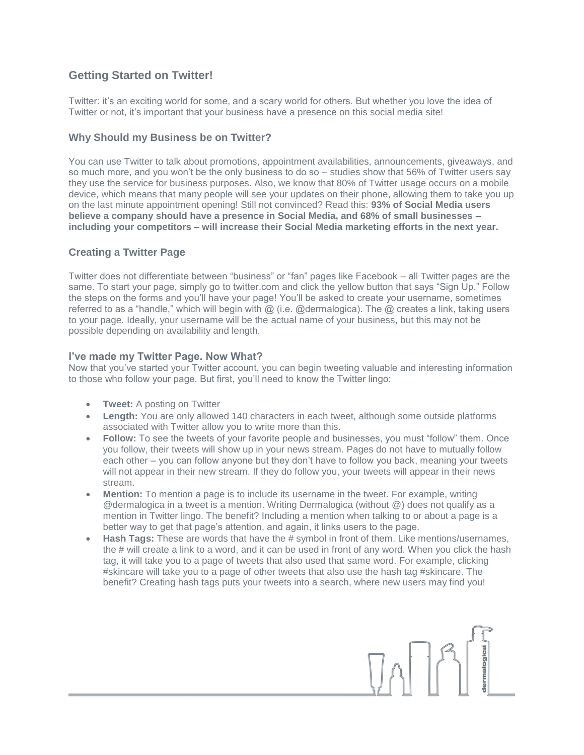## Getting Started on Twitter!

Twitter: it's an exciting world for some, and a scary world for others. But whether you love the idea of Twitter or not, it's important that your business have a presence on this social media site!

### Why Should my Business be on Twitter?

You can use Twitter to talk about promotions, appointment availabilities, announcements, giveaways, and so much more, and you won't be the only business to do so – studies show that 56% of Twitter users say they use the service for business purposes. Also, we know that 80% of Twitter usage occurs on a mobile device, which means that many people will see your updates on their phone, allowing them to take you up on the last minute appointment opening! Still not convinced? Read this: **93% of Social Media users believe a company should have a presence in Social Media, and 68% of small businesses – including your competitors – will increase their Social Media marketing efforts in the next year.**

### Creating a Twitter Page

Twitter does not differentiate between "business" or "fan" pages like Facebook – all Twitter pages are the same. To start your page, simply go to twitter.com and click the yellow button that says "Sign Up." Follow the steps on the forms and you'll have your page! You'll be asked to create your username, sometimes referred to as a "handle," which will begin with @ (i.e. @dermalogica). The @ creates a link, taking users to your page. Ideally, your username will be the actual name of your business, but this may not be possible depending on availability and length.

### I've made my Twitter Page. Now What?

Now that you've started your Twitter account, you can begin tweeting valuable and interesting information to those who follow your page. But first, you'll need to know the Twitter lingo:

- **Tweet:** A posting on Twitter
- **Length:** You are only allowed 140 characters in each tweet, although some outside platforms associated with Twitter allow you to write more than this.
- **Follow:** To see the tweets of your favorite people and businesses, you must "follow" them. Once you follow, their tweets will show up in your news stream. Pages do not have to mutually follow each other – you can follow anyone but they don't have to follow you back, meaning your tweets will not appear in their new stream. If they do follow you, your tweets will appear in their news stream.
- **Mention:** To mention a page is to include its username in the tweet. For example, writing @dermalogica in a tweet is a mention. Writing Dermalogica (without @) does not qualify as a mention in Twitter lingo. The benefit? Including a mention when talking to or about a page is a better way to get that page's attention, and again, it links users to the page.
- **Hash Tags:** These are words that have the # symbol in front of them. Like mentions/usernames, the # will create a link to a word, and it can be used in front of any word. When you click the hash tag, it will take you to a page of tweets that also used that same word. For example, clicking #skincare will take you to a page of other tweets that also use the hash tag #skincare. The benefit? Creating hash tags puts your tweets into a search, where new users may find you!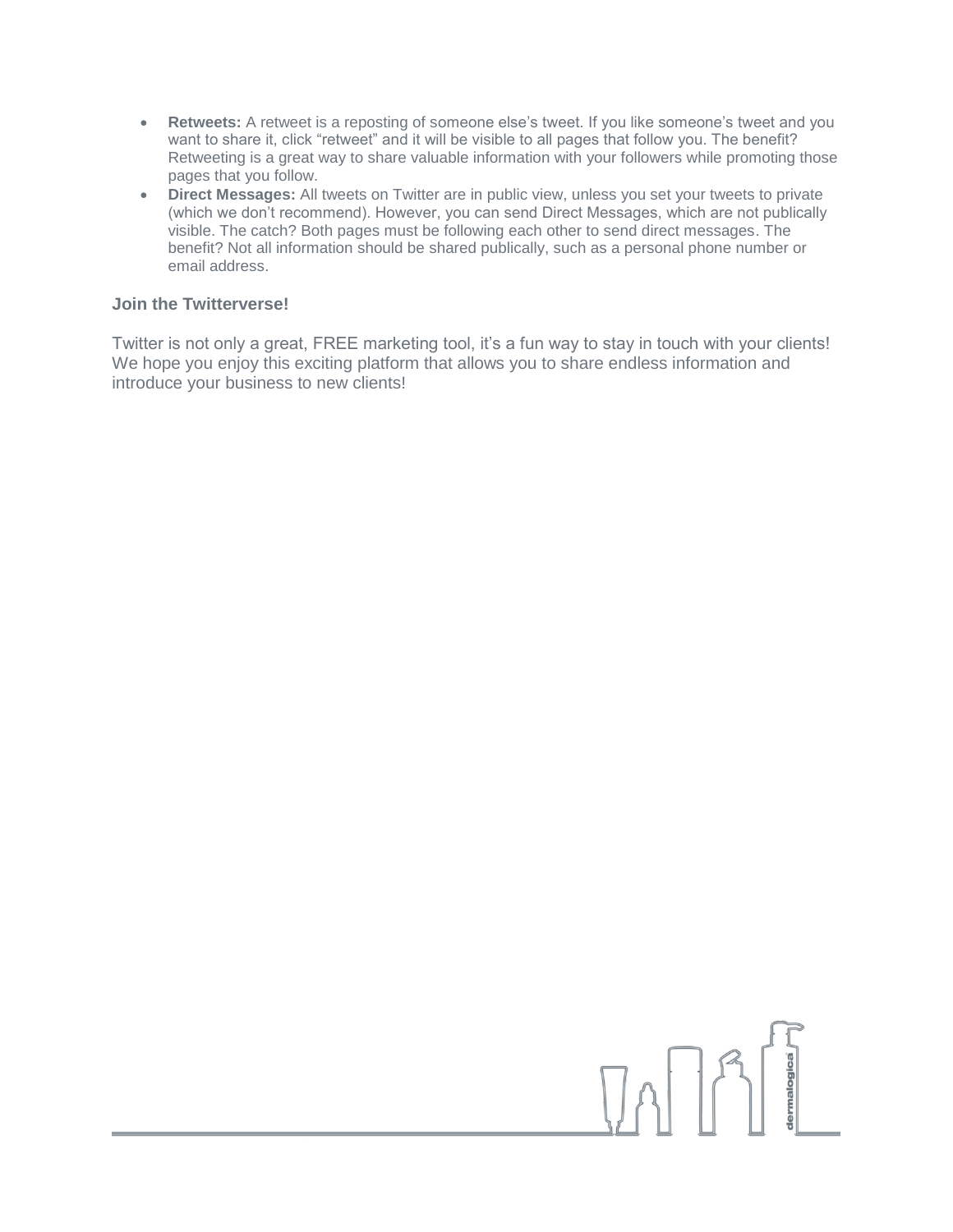- **Retweets:** A retweet is a reposting of someone else's tweet. If you like someone's tweet and you want to share it, click "retweet" and it will be visible to all pages that follow you. The benefit? Retweeting is a great way to share valuable information with your followers while promoting those pages that you follow.
- **Direct Messages:** All tweets on Twitter are in public view, unless you set your tweets to private (which we don't recommend). However, you can send Direct Messages, which are not publically visible. The catch? Both pages must be following each other to send direct messages. The benefit? Not all information should be shared publically, such as a personal phone number or email address.

**Join the Twitterverse!**

Twitter is not only a great, FREE marketing tool, it's a fun way to stay in touch with your clients! We hope you enjoy this exciting platform that allows you to share endless information and introduce your business to new clients!